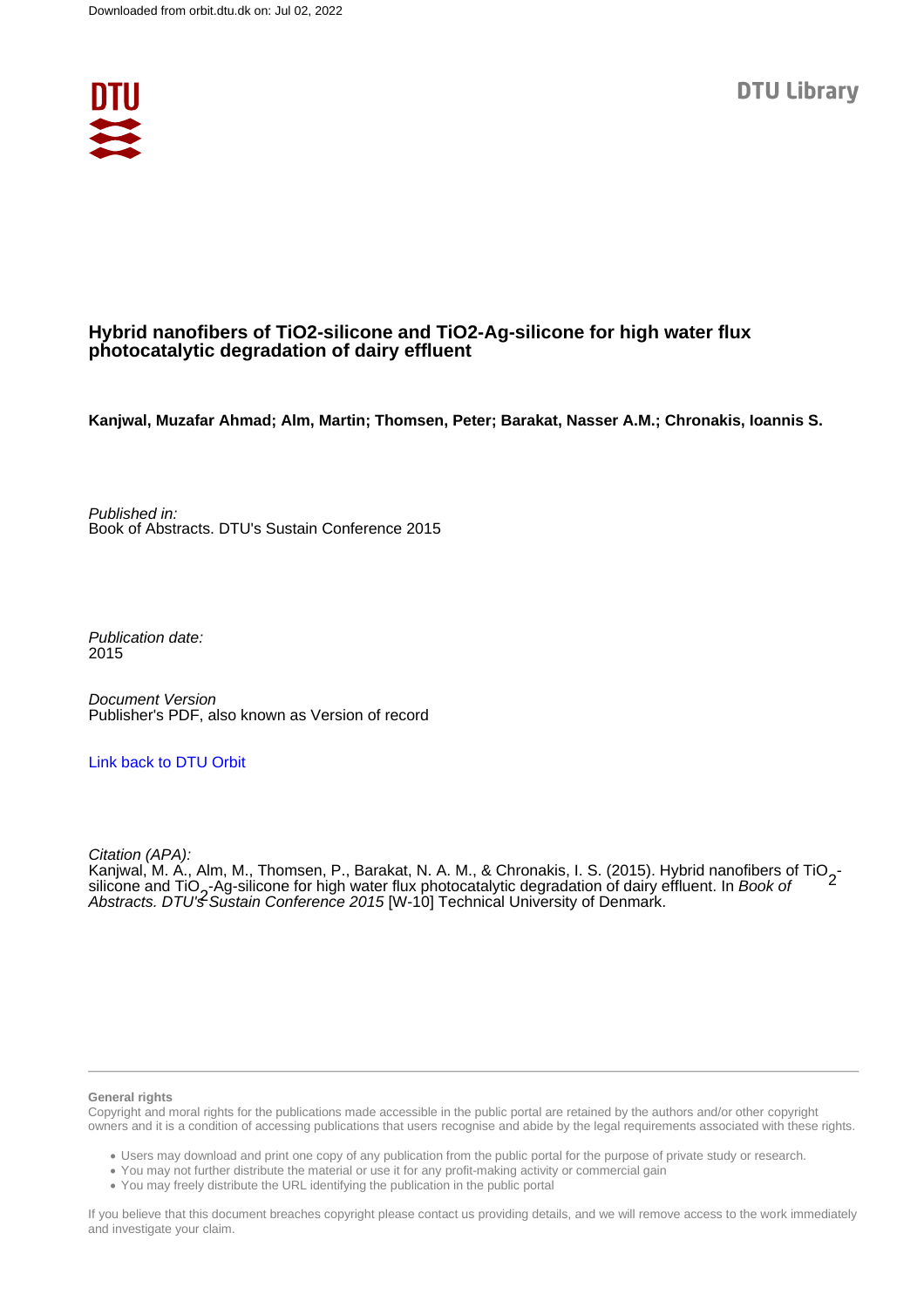# Hybrid nanofibers of TiO2-silicone and TiO2-Ag-silicone for high water flux photocatalytic degradation of dairy effluent

**Kanjwal, Muzafar Ahmad; Alm, Martin; Thomsen, Peter; Barakat, Nasser A.M.; Chronakis, Ioannis S.**

*Published in:*
Book of Abstracts. DTU's Sustain Conference 2015

*Publication date:*
2015

*Document Version*
Publisher's PDF, also known as Version of record

Link back to DTU Orbit

*Citation (APA):*
Kanjwal, M. A., Alm, M., Thomsen, P., Barakat, N. A. M., & Chronakis, I. S. (2015). Hybrid nanofibers of $TiO_2$-silicone and $TiO_2$-Ag-silicone for high water flux photocatalytic degradation of dairy effluent. In *Book of Abstracts. DTU's Sustain Conference 2015* [W-10] Technical University of Denmark.

**General rights**

Copyright and moral rights for the publications made accessible in the public portal are retained by the authors and/or other copyright owners and it is a condition of accessing publications that users recognise and abide by the legal requirements associated with these rights.

- Users may download and print one copy of any publication from the public portal for the purpose of private study or research.
- You may not further distribute the material or use it for any profit-making activity or commercial gain
- You may freely distribute the URL identifying the publication in the public portal

If you believe that this document breaches copyright please contact us providing details, and we will remove access to the work immediately and investigate your claim.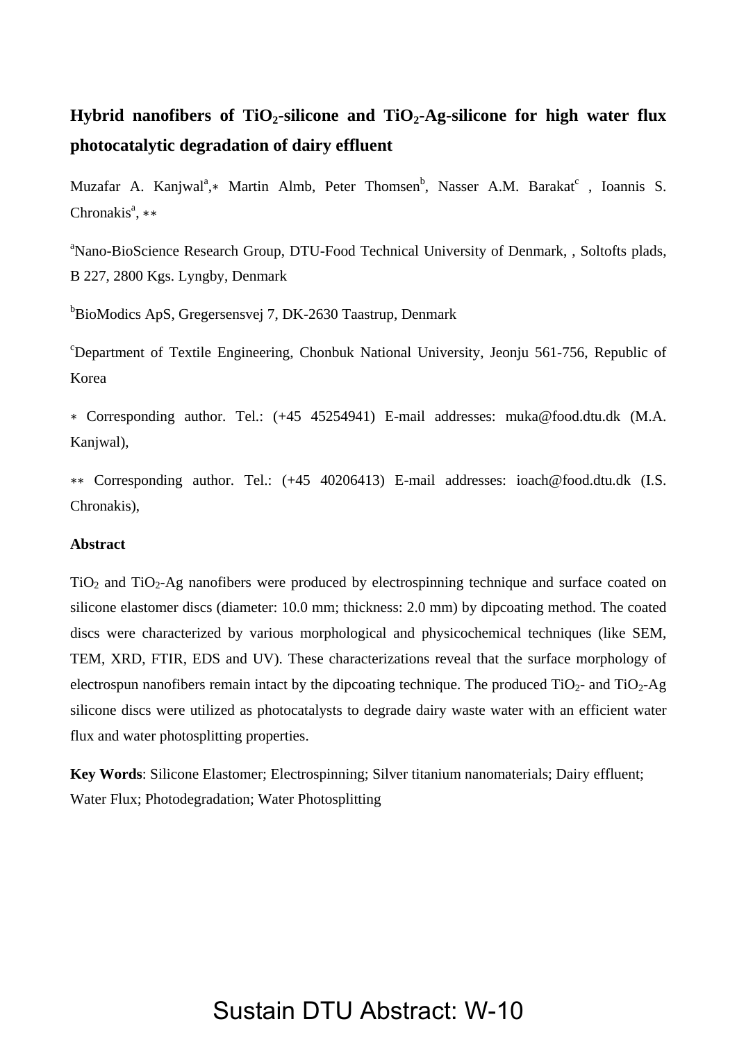# Hybrid nanofibers of $TiO_2$-silicone and $TiO_2$-Ag-silicone for high water flux photocatalytic degradation of dairy effluent

Muzafar A. Kanjwal[a],∗ Martin Almb, Peter Thomsen[b], Nasser A.M. Barakat[c], Ioannis S. Chronakis[a], ∗∗

[a]Nano-BioScience Research Group, DTU-Food Technical University of Denmark, , Soltofts plads, B 227, 2800 Kgs. Lyngby, Denmark

[b]BioModics ApS, Gregersensvej 7, DK-2630 Taastrup, Denmark

[c]Department of Textile Engineering, Chonbuk National University, Jeonju 561-756, Republic of Korea

∗ Corresponding author. Tel.: (+45 45254941) E-mail addresses: muka@food.dtu.dk (M.A. Kanjwal),

∗∗ Corresponding author. Tel.: (+45 40206413) E-mail addresses: ioach@food.dtu.dk (I.S. Chronakis),

**Abstract**

$TiO_2$ and $TiO_2$-Ag nanofibers were produced by electrospinning technique and surface coated on silicone elastomer discs (diameter: 10.0 mm; thickness: 2.0 mm) by dipcoating method. The coated discs were characterized by various morphological and physicochemical techniques (like SEM, TEM, XRD, FTIR, EDS and UV). These characterizations reveal that the surface morphology of electrospun nanofibers remain intact by the dipcoating technique. The produced $TiO_2$- and $TiO_2$-Ag silicone discs were utilized as photocatalysts to degrade dairy waste water with an efficient water flux and water photosplitting properties.

**Key Words**: Silicone Elastomer; Electrospinning; Silver titanium nanomaterials; Dairy effluent; Water Flux; Photodegradation; Water Photosplitting

Sustain DTU Abstract: W-10